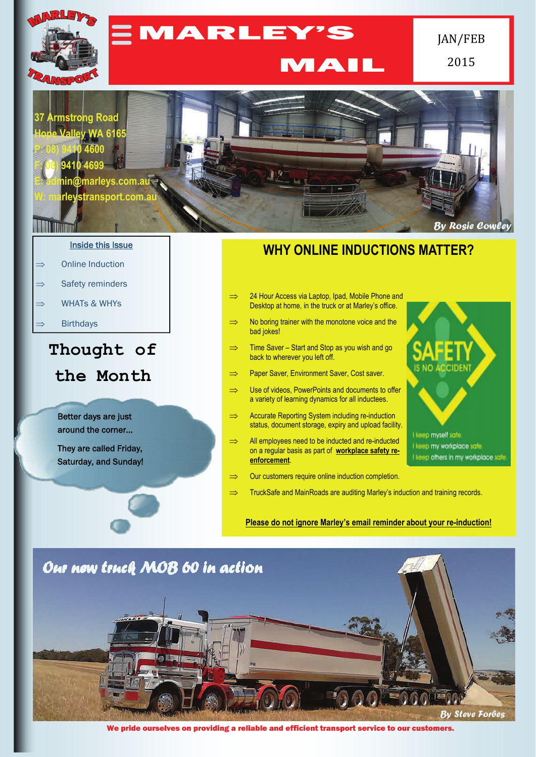# MARLEY'S MAIL

JAN/FEB 2015

37 Armstrong Road
Hope Valley WA 6165
P: 08) 9410 4600
F: 08) 9410 4699
E: admin@marleys.com.au
W: marleystransport.com.au

*By Rosie Cowley*

**Inside this Issue**

- Online Induction
- Safety reminders
- WHATs & WHYs
- Birthdays

## Thought of the Month

Better days are just around the corner...

They are called Friday, Saturday, and Sunday!

## WHY ONLINE INDUCTIONS MATTER?

- 24 Hour Access via Laptop, Ipad, Mobile Phone and Desktop at home, in the truck or at Marley's office.
- No boring trainer with the monotone voice and the bad jokes!
- Time Saver – Start and Stop as you wish and go back to wherever you left off.
- Paper Saver, Environment Saver, Cost saver.
- Use of videos, PowerPoints and documents to offer a variety of learning dynamics for all inductees.
- Accurate Reporting System including re-induction status, document storage, expiry and upload facility.
- All employees need to be inducted and re-inducted on a regular basis as part of **workplace safety re-enforcement**.
- Our customers require online induction completion.
- TruckSafe and MainRoads are auditing Marley's induction and training records.

SAFETY IS NO ACCIDENT

I keep myself safe.
I keep my workplace safe.
I keep others in my workplace safe.

**Please do not ignore Marley's email reminder about your re-induction!**

*Our new truck MOB 60 in action*

*By Steve Forbes*

**We pride ourselves on providing a reliable and efficient transport service to our customers.**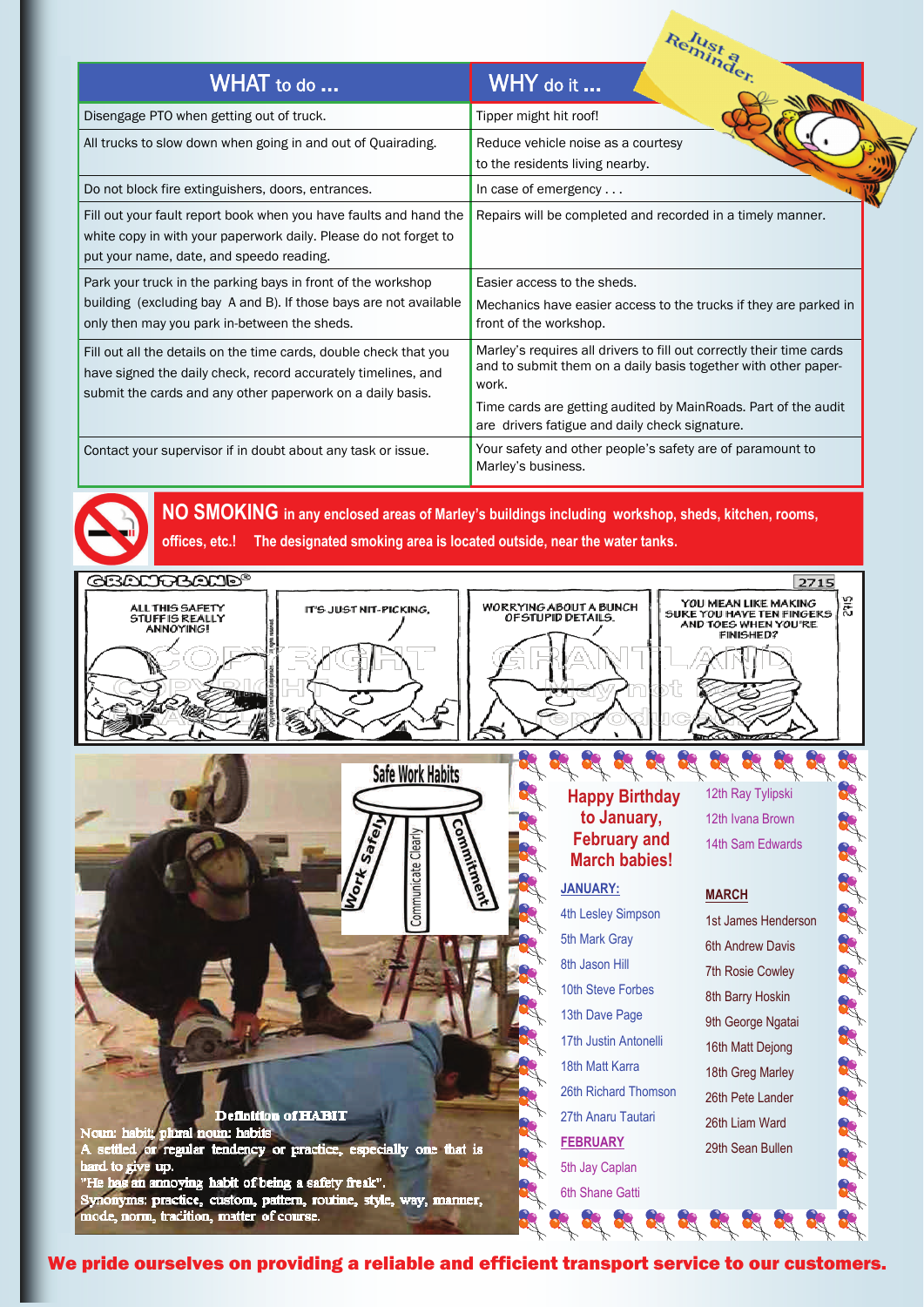| WHAT to do ... | WHY do it ... |
| --- | --- |
| Disengage PTO when getting out of truck. | Tipper might hit roof! |
| All trucks to slow down when going in and out of Quairading. | Reduce vehicle noise as a courtesy to the residents living nearby. |
| Do not block fire extinguishers, doors, entrances. | In case of emergency . . . |
| Fill out your fault report book when you have faults and hand the white copy in with your paperwork daily. Please do not forget to put your name, date, and speedo reading. | Repairs will be completed and recorded in a timely manner. |
| Park your truck in the parking bays in front of the workshop building (excluding bay A and B). If those bays are not available only then may you park in-between the sheds. | Easier access to the sheds. Mechanics have easier access to the trucks if they are parked in front of the workshop. |
| Fill out all the details on the time cards, double check that you have signed the daily check, record accurately timelines, and submit the cards and any other paperwork on a daily basis. | Marley's requires all drivers to fill out correctly their time cards and to submit them on a daily basis together with other paperwork. Time cards are getting audited by MainRoads. Part of the audit are drivers fatigue and daily check signature. |
| Contact your supervisor if in doubt about any task or issue. | Your safety and other people's safety are of paramount to Marley's business. |

Just a Reminder.

**NO SMOKING in any enclosed areas of Marley's buildings including workshop, sheds, kitchen, rooms, offices, etc.! The designated smoking area is located outside, near the water tanks.**

GRANTLAND® 2715

ALL THIS SAFETY STUFF IS REALLY ANNOYING!

IT'S JUST NIT-PICKING.

WORRYING ABOUT A BUNCH OF STUPID DETAILS.

YOU MEAN LIKE MAKING SURE YOU HAVE TEN FINGERS AND TOES WHEN YOU'RE FINISHED?

Safe Work Habits

Work Safely — Communicate Clearly — Commitment

**Definition of HABIT**

Noun: habit; plural noun: habits

A settled or regular tendency or practice, especially one that is hard to give up.

"He has an annoying habit of being a safety freak".

Synonyms: practice, custom, pattern, routine, style, way, manner, mode, norm, tradition, matter of course.

## Happy Birthday to January, February and March babies!

**JANUARY:**

- 4th Lesley Simpson
- 5th Mark Gray
- 8th Jason Hill
- 10th Steve Forbes
- 13th Dave Page
- 17th Justin Antonelli
- 18th Matt Karra
- 26th Richard Thomson
- 27th Anaru Tautari

**FEBRUARY**

- 5th Jay Caplan
- 6th Shane Gatti
- 12th Ray Tylipski
- 12th Ivana Brown
- 14th Sam Edwards

**MARCH**

- 1st James Henderson
- 6th Andrew Davis
- 7th Rosie Cowley
- 8th Barry Hoskin
- 9th George Ngatai
- 16th Matt Dejong
- 18th Greg Marley
- 26th Pete Lander
- 26th Liam Ward
- 29th Sean Bullen

**We pride ourselves on providing a reliable and efficient transport service to our customers.**